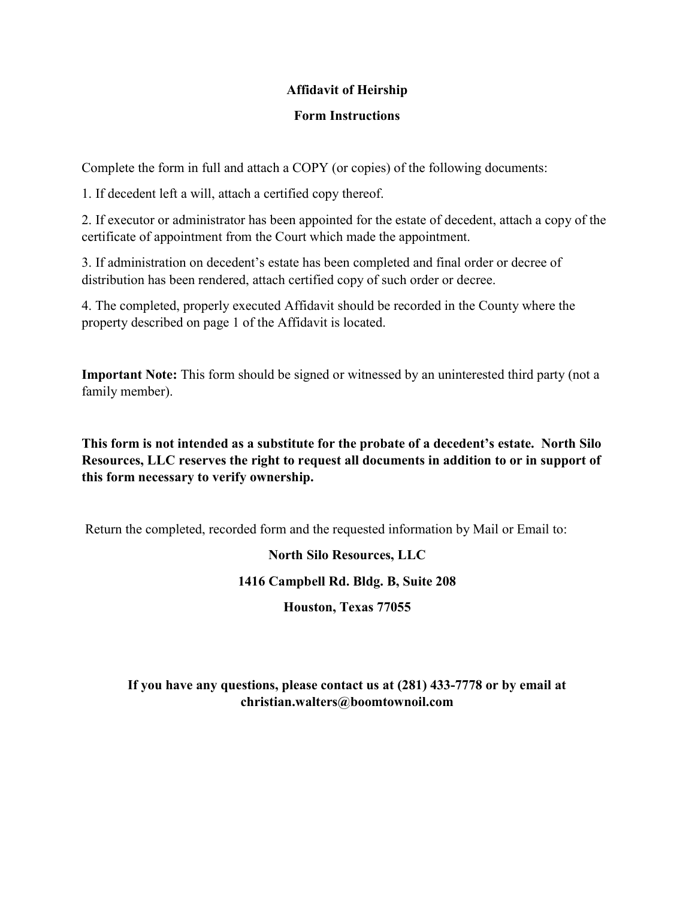# Affidavit of Heirship

## Form Instructions

Complete the form in full and attach a COPY (or copies) of the following documents:

1. If decedent left a will, attach a certified copy thereof.

2. If executor or administrator has been appointed for the estate of decedent, attach a copy of the certificate of appointment from the Court which made the appointment.

3. If administration on decedent's estate has been completed and final order or decree of distribution has been rendered, attach certified copy of such order or decree.

4. The completed, properly executed Affidavit should be recorded in the County where the property described on page 1 of the Affidavit is located.

**Important Note:** This form should be signed or witnessed by an uninterested third party (not a family member).

**This form is not intended as a substitute for the probate of a decedent's estate. North Silo Resources, LLC reserves the right to request all documents in addition to or in support of this form necessary to verify ownership.**

Return the completed, recorded form and the requested information by Mail or Email to:

**North Silo Resources, LLC**

**1416 Campbell Rd. Bldg. B, Suite 208**

**Houston, Texas 77055**

**If you have any questions, please contact us at (281) 433-7778 or by email at christian.walters@boomtownoil.com**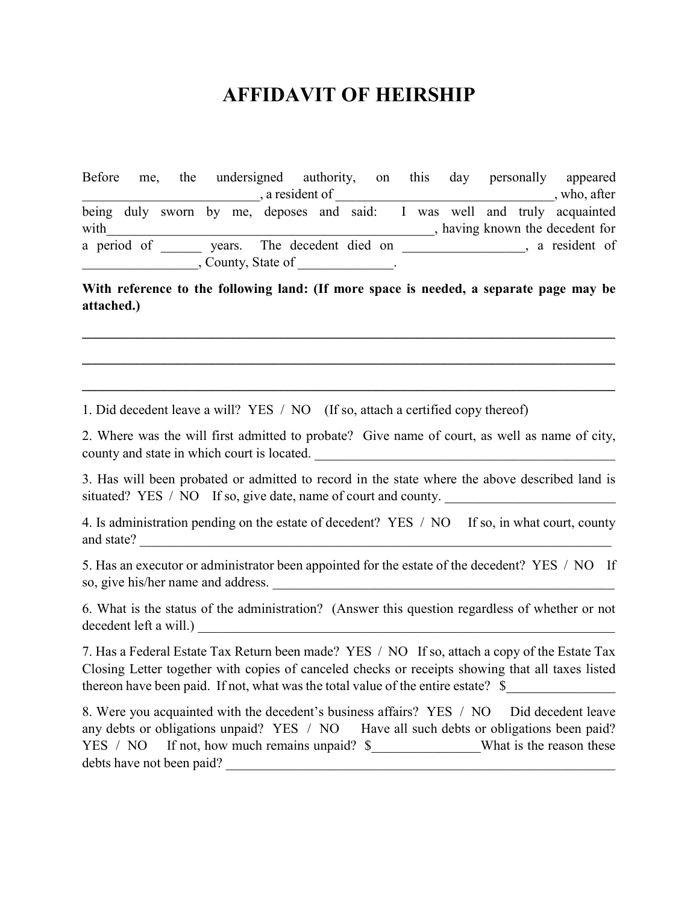# AFFIDAVIT OF HEIRSHIP

Before me, the undersigned authority, on this day personally appeared _________________________, a resident of _______________________________, who, after being duly sworn by me, deposes and said: I was well and truly acquainted with______________________________________________, having known the decedent for a period of ______ years. The decedent died on _________________, a resident of ________________, County, State of _____________.

**With reference to the following land: (If more space is needed, a separate page may be attached.)**

**_____________________________________________________________________________**

**_____________________________________________________________________________**

**_____________________________________________________________________________**

1. Did decedent leave a will? YES / NO (If so, attach a certified copy thereof)

2. Where was the will first admitted to probate? Give name of court, as well as name of city, county and state in which court is located. _____________________________________________

3. Has will been probated or admitted to record in the state where the above described land is situated? YES / NO If so, give date, name of court and county. _________________________

4. Is administration pending on the estate of decedent? YES / NO If so, in what court, county and state? ________________________________________________________________________

5. Has an executor or administrator been appointed for the estate of the decedent? YES / NO If so, give his/her name and address. ___________________________________________________

6. What is the status of the administration? (Answer this question regardless of whether or not decedent left a will.) ______________________________________________________________

7. Has a Federal Estate Tax Return been made? YES / NO If so, attach a copy of the Estate Tax Closing Letter together with copies of canceled checks or receipts showing that all taxes listed thereon have been paid. If not, what was the total value of the entire estate? $_______________

8. Were you acquainted with the decedent's business affairs? YES / NO Did decedent leave any debts or obligations unpaid? YES / NO Have all such debts or obligations been paid? YES / NO If not, how much remains unpaid? $_______________What is the reason these debts have not been paid? ____________________________________________________________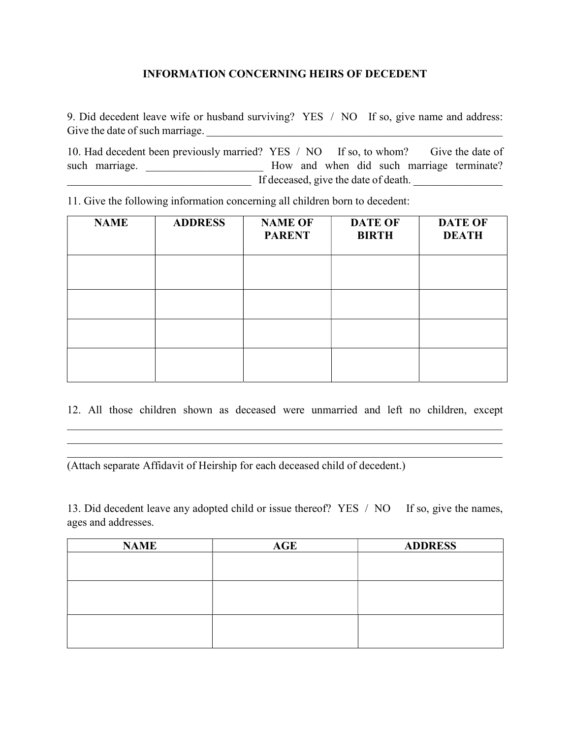## INFORMATION CONCERNING HEIRS OF DECEDENT

9. Did decedent leave wife or husband surviving? YES / NO If so, give name and address: Give the date of such marriage. ________________________________________________________

10. Had decedent been previously married? YES / NO If so, to whom? Give the date of such marriage. _____________________ How and when did such marriage terminate? __________________________________ If deceased, give the date of death. ________________

11. Give the following information concerning all children born to decedent:

| NAME | ADDRESS | NAME OF PARENT | DATE OF BIRTH | DATE OF DEATH |
|---|---|---|---|---|
| | | | | |
| | | | | |
| | | | | |
| | | | | |

12. All those children shown as deceased were unmarried and left no children, except ________________________________________________________________________________
________________________________________________________________________________
________________________________________________________________________________

(Attach separate Affidavit of Heirship for each deceased child of decedent.)

13. Did decedent leave any adopted child or issue thereof? YES / NO If so, give the names, ages and addresses.

| NAME | AGE | ADDRESS |
|---|---|---|
| | | |
| | | |
| | | |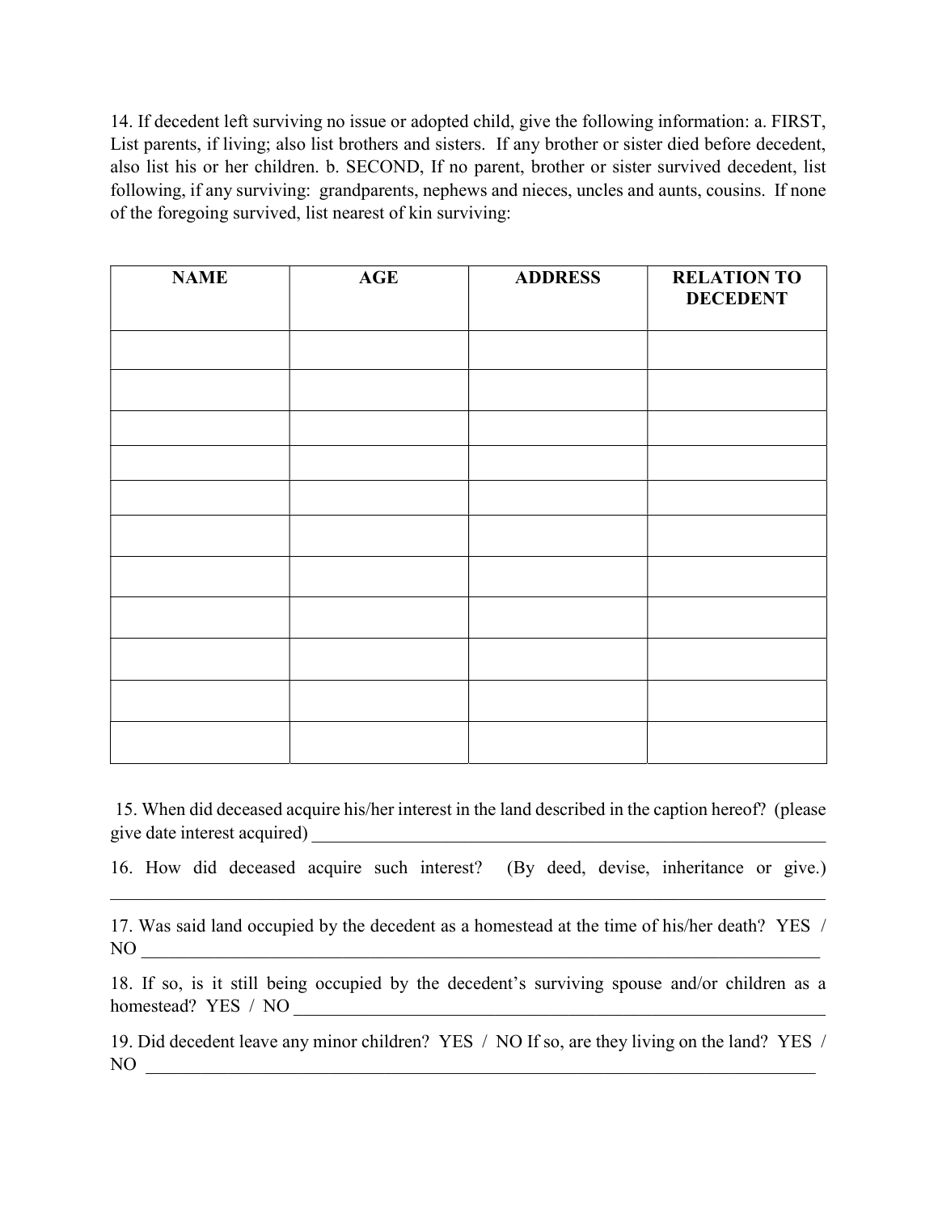14. If decedent left surviving no issue or adopted child, give the following information: a. FIRST, List parents, if living; also list brothers and sisters. If any brother or sister died before decedent, also list his or her children. b. SECOND, If no parent, brother or sister survived decedent, list following, if any surviving: grandparents, nephews and nieces, uncles and aunts, cousins. If none of the foregoing survived, list nearest of kin surviving:

| NAME | AGE | ADDRESS | RELATION TO DECEDENT |
|---|---|---|---|
| | | | |
| | | | |
| | | | |
| | | | |
| | | | |
| | | | |
| | | | |
| | | | |
| | | | |
| | | | |
| | | | |

15. When did deceased acquire his/her interest in the land described in the caption hereof? (please give date interest acquired) ___________________________________________________________

16. How did deceased acquire such interest? (By deed, devise, inheritance or give.) ____________________________________________________________________________

17. Was said land occupied by the decedent as a homestead at the time of his/her death? YES / NO ___________________________________________________________________________

18. If so, is it still being occupied by the decedent's surviving spouse and/or children as a homestead? YES / NO ____________________________________________________________

19. Did decedent leave any minor children? YES / NO If so, are they living on the land? YES / NO ___________________________________________________________________________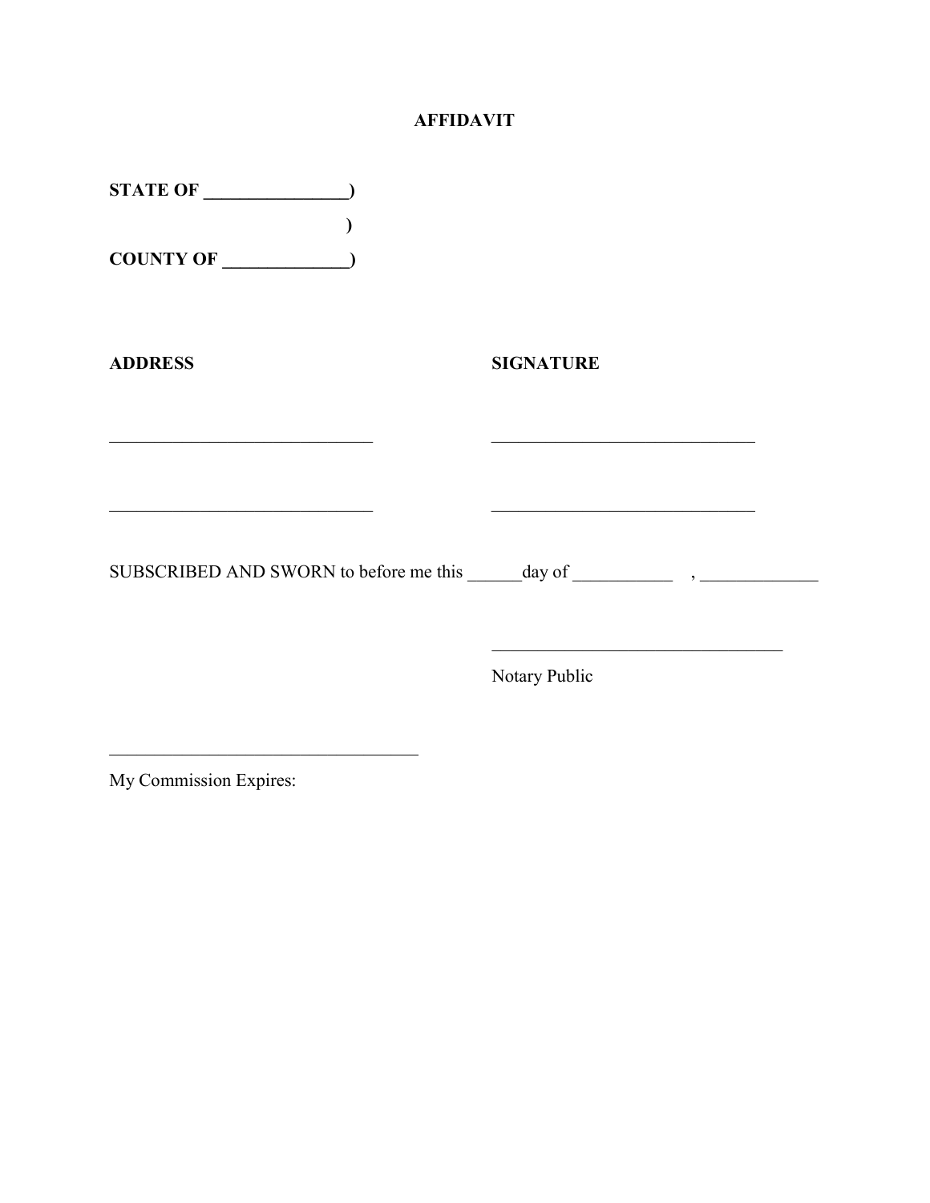# AFFIDAVIT

**STATE OF ________________)**

**)**

**COUNTY OF ______________)**

| **ADDRESS** | **SIGNATURE** |
| --- | --- |
| ______________________________ | ______________________________ |
| ______________________________ | ______________________________ |

SUBSCRIBED AND SWORN to before me this ______day of ___________ , _____________

_________________________________

Notary Public

___________________________________

My Commission Expires: